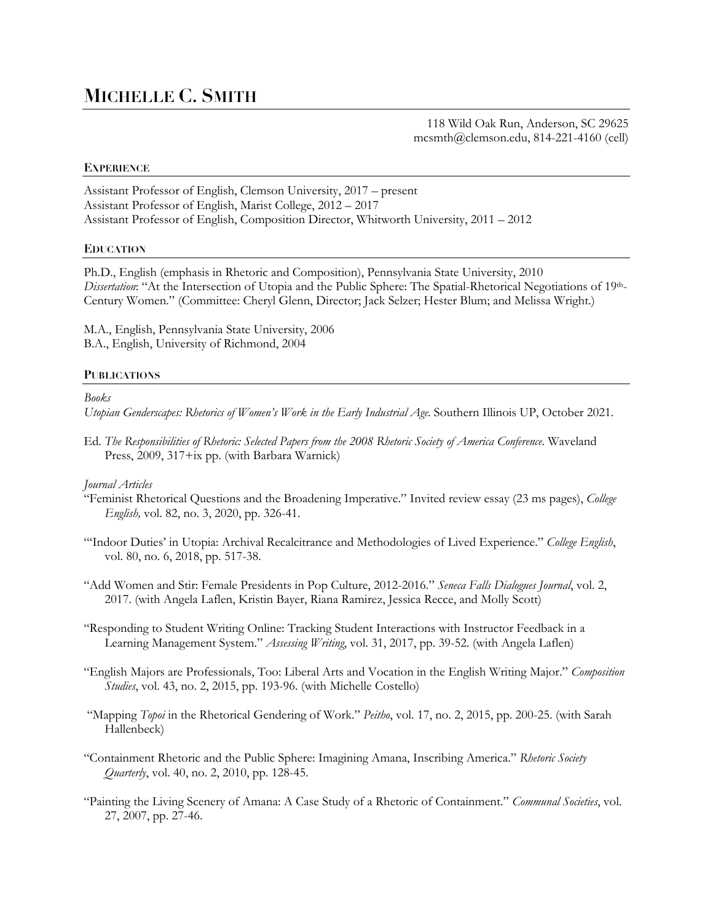# Michelle C. Smith

118 Wild Oak Run, Anderson, SC 29625
mcsmth@clemson.edu, 814-221-4160 (cell)

## Experience

Assistant Professor of English, Clemson University, 2017 – present
Assistant Professor of English, Marist College, 2012 – 2017
Assistant Professor of English, Composition Director, Whitworth University, 2011 – 2012

## Education

Ph.D., English (emphasis in Rhetoric and Composition), Pennsylvania State University, 2010
*Dissertation*: "At the Intersection of Utopia and the Public Sphere: The Spatial-Rhetorical Negotiations of 19th-Century Women." (Committee: Cheryl Glenn, Director; Jack Selzer; Hester Blum; and Melissa Wright.)

M.A., English, Pennsylvania State University, 2006
B.A., English, University of Richmond, 2004

## Publications

*Books*

*Utopian Genderscapes: Rhetorics of Women's Work in the Early Industrial Age.* Southern Illinois UP, October 2021.

Ed. *The Responsibilities of Rhetoric: Selected Papers from the 2008 Rhetoric Society of America Conference.* Waveland Press, 2009, 317+ix pp. (with Barbara Warnick)

*Journal Articles*

"Feminist Rhetorical Questions and the Broadening Imperative." Invited review essay (23 ms pages), *College English,* vol. 82, no. 3, 2020, pp. 326-41.

"'Indoor Duties' in Utopia: Archival Recalcitrance and Methodologies of Lived Experience." *College English*, vol. 80, no. 6, 2018, pp. 517-38.

"Add Women and Stir: Female Presidents in Pop Culture, 2012-2016." *Seneca Falls Dialogues Journal*, vol. 2, 2017. (with Angela Laflen, Kristin Bayer, Riana Ramirez, Jessica Recce, and Molly Scott)

"Responding to Student Writing Online: Tracking Student Interactions with Instructor Feedback in a Learning Management System." *Assessing Writing,* vol. 31, 2017, pp. 39-52. (with Angela Laflen)

"English Majors are Professionals, Too: Liberal Arts and Vocation in the English Writing Major." *Composition Studies*, vol. 43, no. 2, 2015, pp. 193-96. (with Michelle Costello)

"Mapping *Topoi* in the Rhetorical Gendering of Work." *Peitho*, vol. 17, no. 2, 2015, pp. 200-25. (with Sarah Hallenbeck)

"Containment Rhetoric and the Public Sphere: Imagining Amana, Inscribing America." *Rhetoric Society Quarterly*, vol. 40, no. 2, 2010, pp. 128-45.

"Painting the Living Scenery of Amana: A Case Study of a Rhetoric of Containment." *Communal Societies*, vol. 27, 2007, pp. 27-46.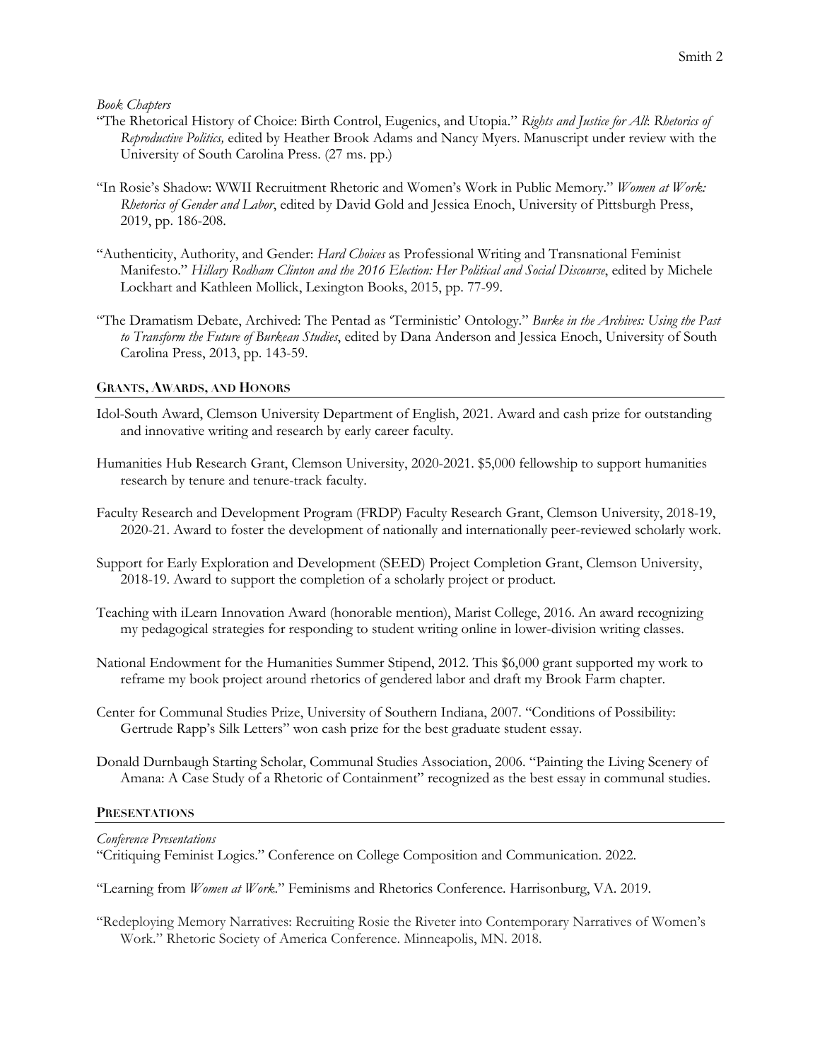*Book Chapters*

"The Rhetorical History of Choice: Birth Control, Eugenics, and Utopia." *Rights and Justice for All: Rhetorics of Reproductive Politics,* edited by Heather Brook Adams and Nancy Myers. Manuscript under review with the University of South Carolina Press. (27 ms. pp.)

"In Rosie's Shadow: WWII Recruitment Rhetoric and Women's Work in Public Memory." *Women at Work: Rhetorics of Gender and Labor*, edited by David Gold and Jessica Enoch, University of Pittsburgh Press, 2019, pp. 186-208.

"Authenticity, Authority, and Gender: *Hard Choices* as Professional Writing and Transnational Feminist Manifesto." *Hillary Rodham Clinton and the 2016 Election: Her Political and Social Discourse*, edited by Michele Lockhart and Kathleen Mollick, Lexington Books, 2015, pp. 77-99.

"The Dramatism Debate, Archived: The Pentad as 'Terministic' Ontology." *Burke in the Archives: Using the Past to Transform the Future of Burkean Studies*, edited by Dana Anderson and Jessica Enoch, University of South Carolina Press, 2013, pp. 143-59.

## Grants, Awards, and Honors

Idol-South Award, Clemson University Department of English, 2021. Award and cash prize for outstanding and innovative writing and research by early career faculty.

Humanities Hub Research Grant, Clemson University, 2020-2021. $5,000 fellowship to support humanities research by tenure and tenure-track faculty.

Faculty Research and Development Program (FRDP) Faculty Research Grant, Clemson University, 2018-19, 2020-21. Award to foster the development of nationally and internationally peer-reviewed scholarly work.

Support for Early Exploration and Development (SEED) Project Completion Grant, Clemson University, 2018-19. Award to support the completion of a scholarly project or product.

Teaching with iLearn Innovation Award (honorable mention), Marist College, 2016. An award recognizing my pedagogical strategies for responding to student writing online in lower-division writing classes.

National Endowment for the Humanities Summer Stipend, 2012. This $6,000 grant supported my work to reframe my book project around rhetorics of gendered labor and draft my Brook Farm chapter.

Center for Communal Studies Prize, University of Southern Indiana, 2007. "Conditions of Possibility: Gertrude Rapp's Silk Letters" won cash prize for the best graduate student essay.

Donald Durnbaugh Starting Scholar, Communal Studies Association, 2006. "Painting the Living Scenery of Amana: A Case Study of a Rhetoric of Containment" recognized as the best essay in communal studies.

## Presentations

*Conference Presentations*

"Critiquing Feminist Logics." Conference on College Composition and Communication. 2022.

"Learning from *Women at Work*." Feminisms and Rhetorics Conference. Harrisonburg, VA. 2019.

"Redeploying Memory Narratives: Recruiting Rosie the Riveter into Contemporary Narratives of Women's Work." Rhetoric Society of America Conference. Minneapolis, MN. 2018.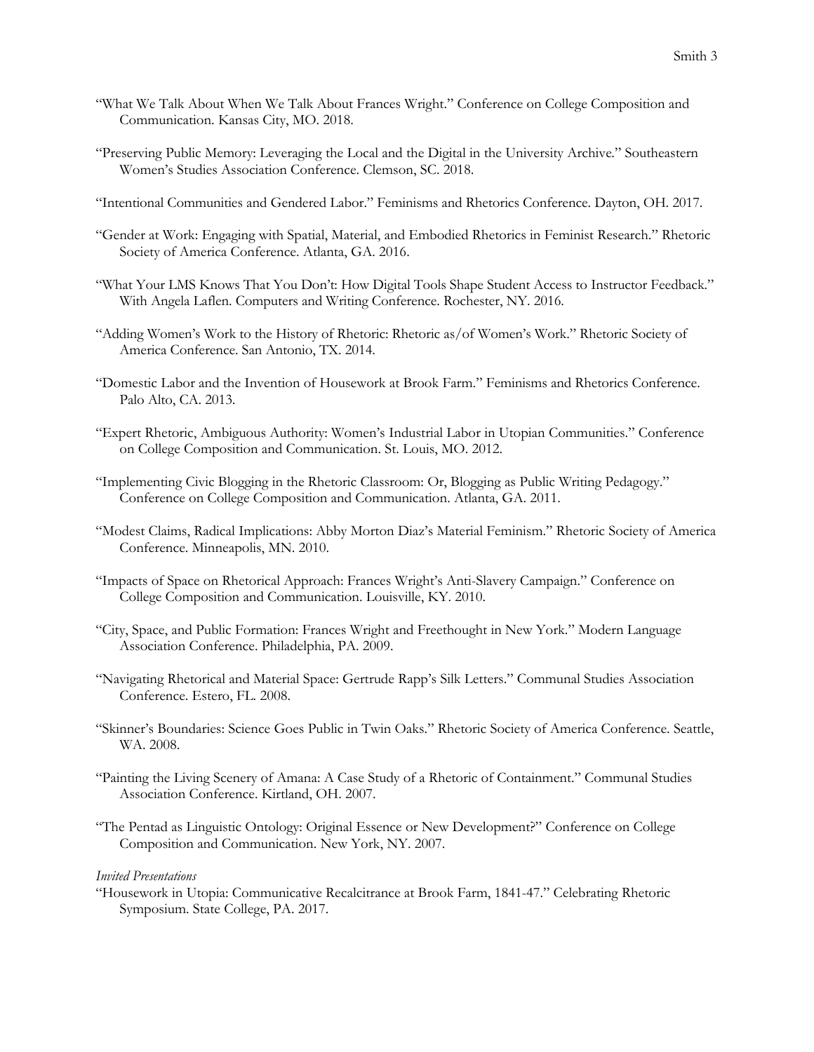"What We Talk About When We Talk About Frances Wright." Conference on College Composition and Communication. Kansas City, MO. 2018.

"Preserving Public Memory: Leveraging the Local and the Digital in the University Archive." Southeastern Women's Studies Association Conference. Clemson, SC. 2018.

"Intentional Communities and Gendered Labor." Feminisms and Rhetorics Conference. Dayton, OH. 2017.

"Gender at Work: Engaging with Spatial, Material, and Embodied Rhetorics in Feminist Research." Rhetoric Society of America Conference. Atlanta, GA. 2016.

"What Your LMS Knows That You Don't: How Digital Tools Shape Student Access to Instructor Feedback." With Angela Laflen. Computers and Writing Conference. Rochester, NY. 2016.

"Adding Women's Work to the History of Rhetoric: Rhetoric as/of Women's Work." Rhetoric Society of America Conference. San Antonio, TX. 2014.

"Domestic Labor and the Invention of Housework at Brook Farm." Feminisms and Rhetorics Conference. Palo Alto, CA. 2013.

"Expert Rhetoric, Ambiguous Authority: Women's Industrial Labor in Utopian Communities." Conference on College Composition and Communication. St. Louis, MO. 2012.

"Implementing Civic Blogging in the Rhetoric Classroom: Or, Blogging as Public Writing Pedagogy." Conference on College Composition and Communication. Atlanta, GA. 2011.

"Modest Claims, Radical Implications: Abby Morton Diaz's Material Feminism." Rhetoric Society of America Conference. Minneapolis, MN. 2010.

"Impacts of Space on Rhetorical Approach: Frances Wright's Anti-Slavery Campaign." Conference on College Composition and Communication. Louisville, KY. 2010.

"City, Space, and Public Formation: Frances Wright and Freethought in New York." Modern Language Association Conference. Philadelphia, PA. 2009.

"Navigating Rhetorical and Material Space: Gertrude Rapp's Silk Letters." Communal Studies Association Conference. Estero, FL. 2008.

"Skinner's Boundaries: Science Goes Public in Twin Oaks." Rhetoric Society of America Conference. Seattle, WA. 2008.

"Painting the Living Scenery of Amana: A Case Study of a Rhetoric of Containment." Communal Studies Association Conference. Kirtland, OH. 2007.

"The Pentad as Linguistic Ontology: Original Essence or New Development?" Conference on College Composition and Communication. New York, NY. 2007.

*Invited Presentations*

"Housework in Utopia: Communicative Recalcitrance at Brook Farm, 1841-47." Celebrating Rhetoric Symposium. State College, PA. 2017.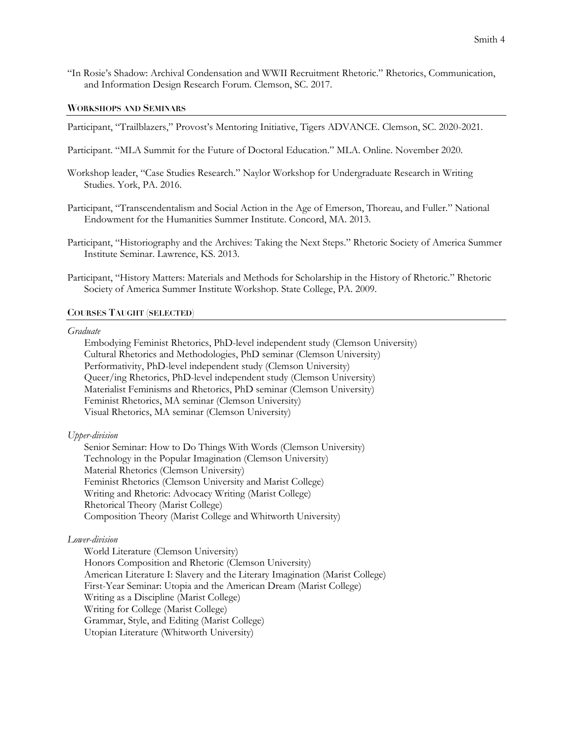"In Rosie's Shadow: Archival Condensation and WWII Recruitment Rhetoric." Rhetorics, Communication, and Information Design Research Forum. Clemson, SC. 2017.

## Workshops and Seminars

Participant, "Trailblazers," Provost's Mentoring Initiative, Tigers ADVANCE. Clemson, SC. 2020-2021.

Participant. "MLA Summit for the Future of Doctoral Education." MLA. Online. November 2020.

Workshop leader, "Case Studies Research." Naylor Workshop for Undergraduate Research in Writing Studies. York, PA. 2016.

Participant, "Transcendentalism and Social Action in the Age of Emerson, Thoreau, and Fuller." National Endowment for the Humanities Summer Institute. Concord, MA. 2013.

Participant, "Historiography and the Archives: Taking the Next Steps." Rhetoric Society of America Summer Institute Seminar. Lawrence, KS. 2013.

Participant, "History Matters: Materials and Methods for Scholarship in the History of Rhetoric." Rhetoric Society of America Summer Institute Workshop. State College, PA. 2009.

## Courses Taught (selected)

*Graduate*

Embodying Feminist Rhetorics, PhD-level independent study (Clemson University)
Cultural Rhetorics and Methodologies, PhD seminar (Clemson University)
Performativity, PhD-level independent study (Clemson University)
Queer/ing Rhetorics, PhD-level independent study (Clemson University)
Materialist Feminisms and Rhetorics, PhD seminar (Clemson University)
Feminist Rhetorics, MA seminar (Clemson University)
Visual Rhetorics, MA seminar (Clemson University)

*Upper-division*

Senior Seminar: How to Do Things With Words (Clemson University)
Technology in the Popular Imagination (Clemson University)
Material Rhetorics (Clemson University)
Feminist Rhetorics (Clemson University and Marist College)
Writing and Rhetoric: Advocacy Writing (Marist College)
Rhetorical Theory (Marist College)
Composition Theory (Marist College and Whitworth University)

*Lower-division*

World Literature (Clemson University)
Honors Composition and Rhetoric (Clemson University)
American Literature I: Slavery and the Literary Imagination (Marist College)
First-Year Seminar: Utopia and the American Dream (Marist College)
Writing as a Discipline (Marist College)
Writing for College (Marist College)
Grammar, Style, and Editing (Marist College)
Utopian Literature (Whitworth University)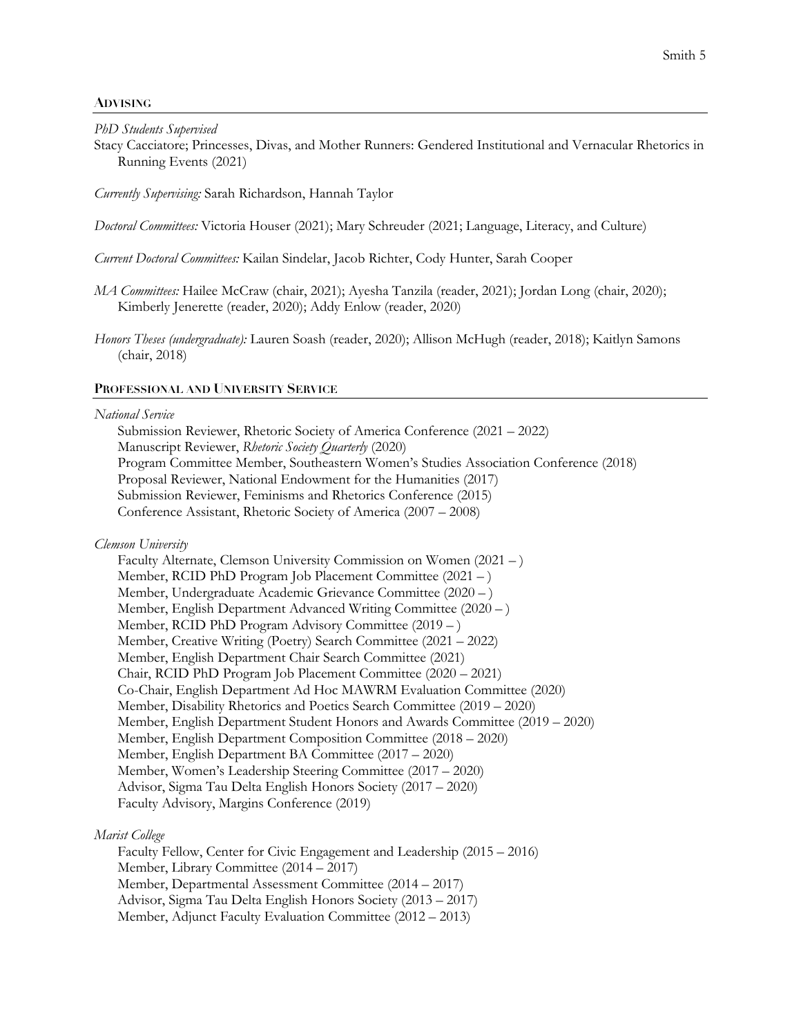## Advising

*PhD Students Supervised*

Stacy Cacciatore; Princesses, Divas, and Mother Runners: Gendered Institutional and Vernacular Rhetorics in Running Events (2021)

*Currently Supervising:* Sarah Richardson, Hannah Taylor

*Doctoral Committees:* Victoria Houser (2021); Mary Schreuder (2021; Language, Literacy, and Culture)

*Current Doctoral Committees:* Kailan Sindelar, Jacob Richter, Cody Hunter, Sarah Cooper

*MA Committees:* Hailee McCraw (chair, 2021); Ayesha Tanzila (reader, 2021); Jordan Long (chair, 2020); Kimberly Jenerette (reader, 2020); Addy Enlow (reader, 2020)

*Honors Theses (undergraduate):* Lauren Soash (reader, 2020); Allison McHugh (reader, 2018); Kaitlyn Samons (chair, 2018)

## Professional and University Service

*National Service*

Submission Reviewer, Rhetoric Society of America Conference (2021 – 2022)
Manuscript Reviewer, *Rhetoric Society Quarterly* (2020)
Program Committee Member, Southeastern Women's Studies Association Conference (2018)
Proposal Reviewer, National Endowment for the Humanities (2017)
Submission Reviewer, Feminisms and Rhetorics Conference (2015)
Conference Assistant, Rhetoric Society of America (2007 – 2008)

*Clemson University*

Faculty Alternate, Clemson University Commission on Women (2021 – )
Member, RCID PhD Program Job Placement Committee (2021 – )
Member, Undergraduate Academic Grievance Committee (2020 – )
Member, English Department Advanced Writing Committee (2020 – )
Member, RCID PhD Program Advisory Committee (2019 – )
Member, Creative Writing (Poetry) Search Committee (2021 – 2022)
Member, English Department Chair Search Committee (2021)
Chair, RCID PhD Program Job Placement Committee (2020 – 2021)
Co-Chair, English Department Ad Hoc MAWRM Evaluation Committee (2020)
Member, Disability Rhetorics and Poetics Search Committee (2019 – 2020)
Member, English Department Student Honors and Awards Committee (2019 – 2020)
Member, English Department Composition Committee (2018 – 2020)
Member, English Department BA Committee (2017 – 2020)
Member, Women's Leadership Steering Committee (2017 – 2020)
Advisor, Sigma Tau Delta English Honors Society (2017 – 2020)
Faculty Advisory, Margins Conference (2019)

*Marist College*

Faculty Fellow, Center for Civic Engagement and Leadership (2015 – 2016)
Member, Library Committee (2014 – 2017)
Member, Departmental Assessment Committee (2014 – 2017)
Advisor, Sigma Tau Delta English Honors Society (2013 – 2017)
Member, Adjunct Faculty Evaluation Committee (2012 – 2013)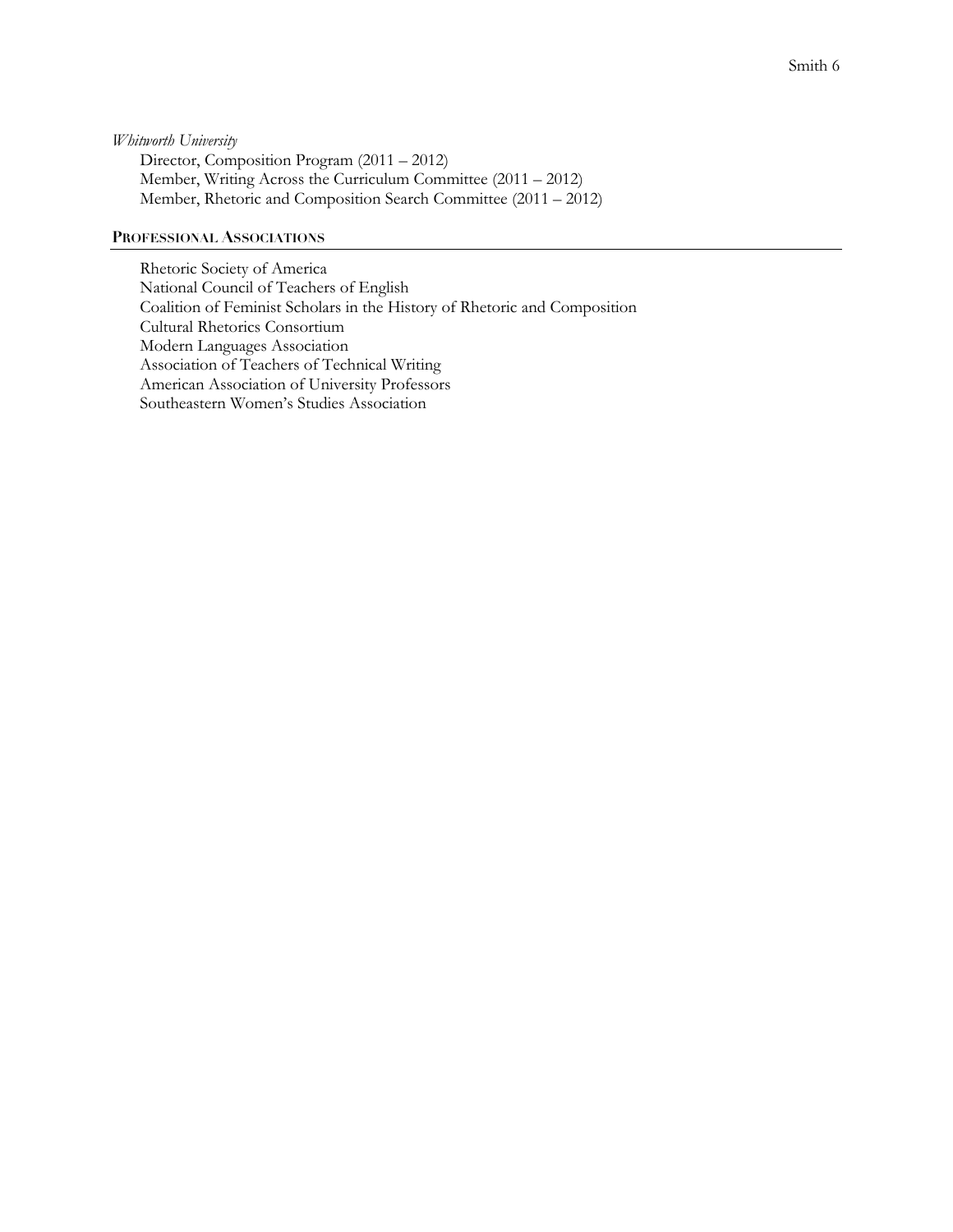*Whitworth University*

Director, Composition Program (2011 – 2012)
Member, Writing Across the Curriculum Committee (2011 – 2012)
Member, Rhetoric and Composition Search Committee (2011 – 2012)

## PROFESSIONAL ASSOCIATIONS

Rhetoric Society of America
National Council of Teachers of English
Coalition of Feminist Scholars in the History of Rhetoric and Composition
Cultural Rhetorics Consortium
Modern Languages Association
Association of Teachers of Technical Writing
American Association of University Professors
Southeastern Women's Studies Association